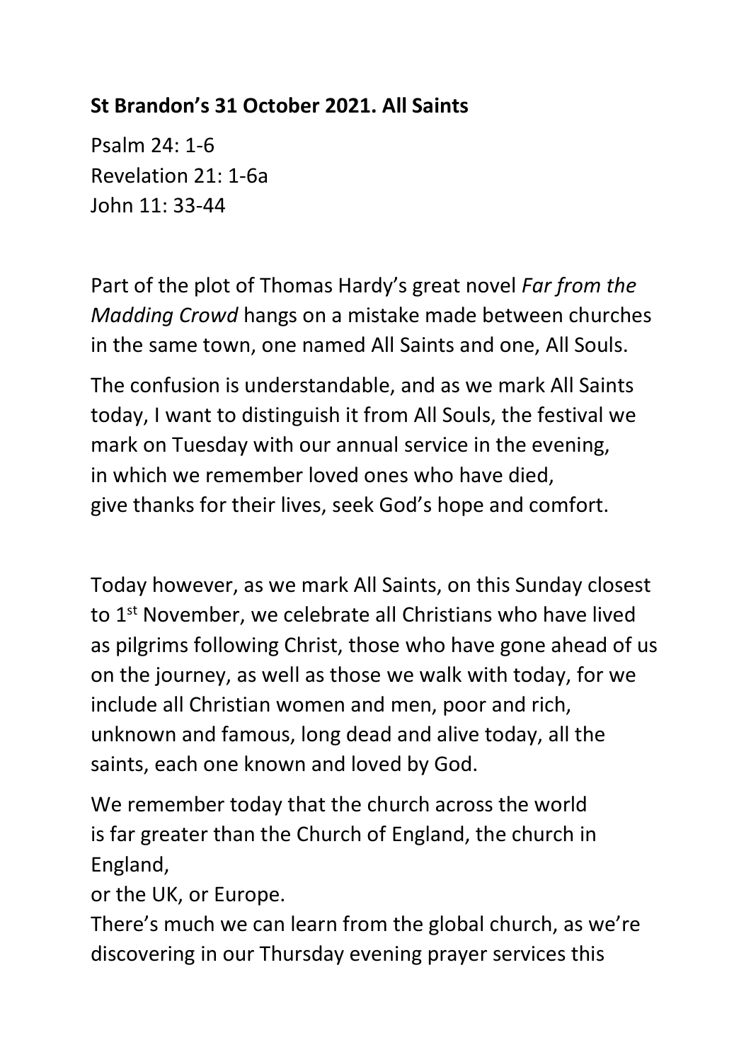**St Brandon's 31 October 2021. All Saints**

Psalm 24: 1-6
Revelation 21: 1-6a
John 11: 33-44

Part of the plot of Thomas Hardy's great novel *Far from the Madding Crowd* hangs on a mistake made between churches in the same town, one named All Saints and one, All Souls.

The confusion is understandable, and as we mark All Saints today, I want to distinguish it from All Souls, the festival we mark on Tuesday with our annual service in the evening, in which we remember loved ones who have died, give thanks for their lives, seek God's hope and comfort.

Today however, as we mark All Saints, on this Sunday closest to 1st November, we celebrate all Christians who have lived as pilgrims following Christ, those who have gone ahead of us on the journey, as well as those we walk with today, for we include all Christian women and men, poor and rich, unknown and famous, long dead and alive today, all the saints, each one known and loved by God.

We remember today that the church across the world is far greater than the Church of England, the church in England, or the UK, or Europe.

There's much we can learn from the global church, as we're discovering in our Thursday evening prayer services this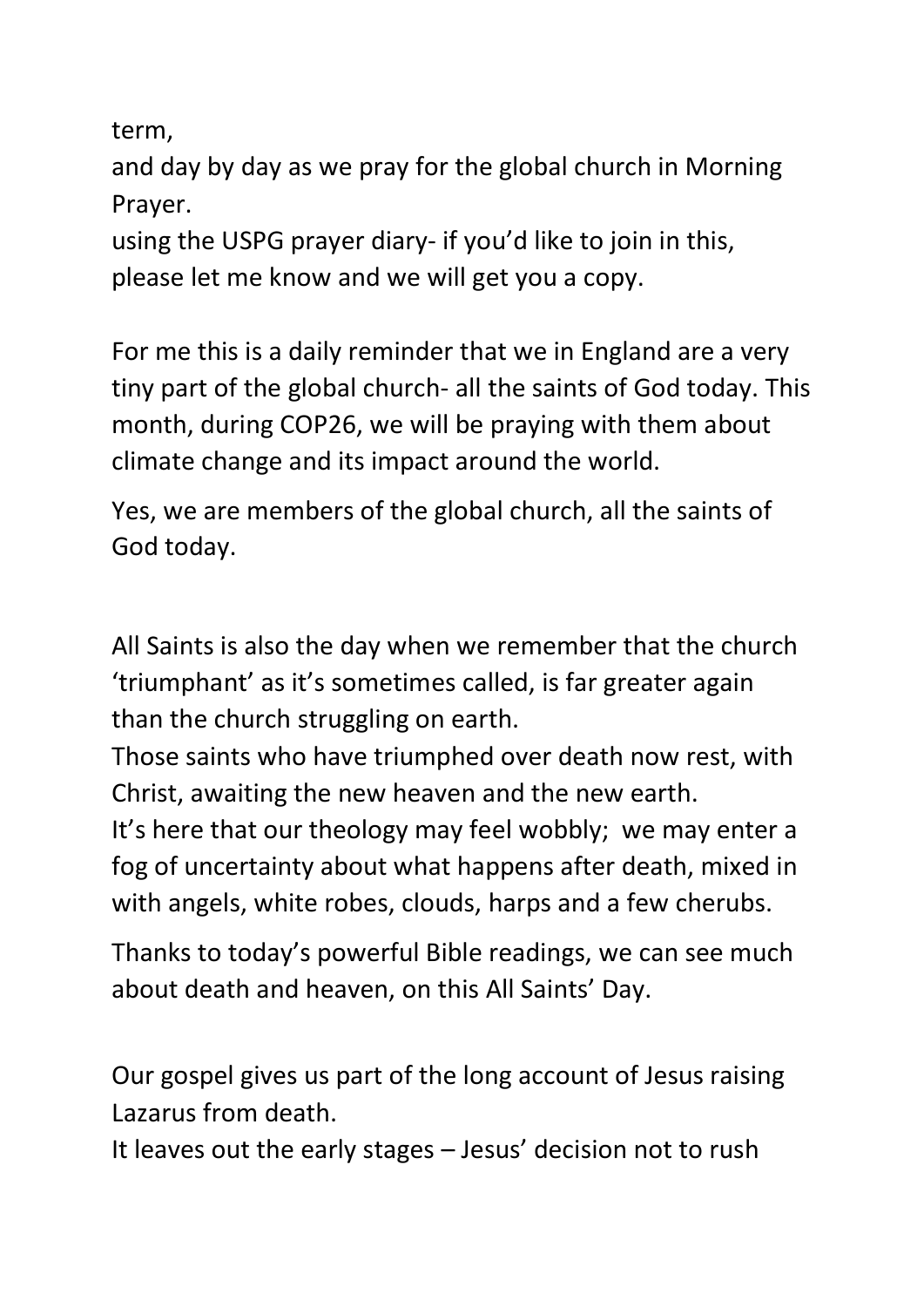term,
and day by day as we pray for the global church in Morning Prayer.
using the USPG prayer diary- if you'd like to join in this, please let me know and we will get you a copy.

For me this is a daily reminder that we in England are a very tiny part of the global church- all the saints of God today. This month, during COP26, we will be praying with them about climate change and its impact around the world.

Yes, we are members of the global church, all the saints of God today.

All Saints is also the day when we remember that the church 'triumphant' as it's sometimes called, is far greater again than the church struggling on earth.
Those saints who have triumphed over death now rest, with Christ, awaiting the new heaven and the new earth.
It's here that our theology may feel wobbly; we may enter a fog of uncertainty about what happens after death, mixed in with angels, white robes, clouds, harps and a few cherubs.

Thanks to today's powerful Bible readings, we can see much about death and heaven, on this All Saints' Day.

Our gospel gives us part of the long account of Jesus raising Lazarus from death.
It leaves out the early stages – Jesus' decision not to rush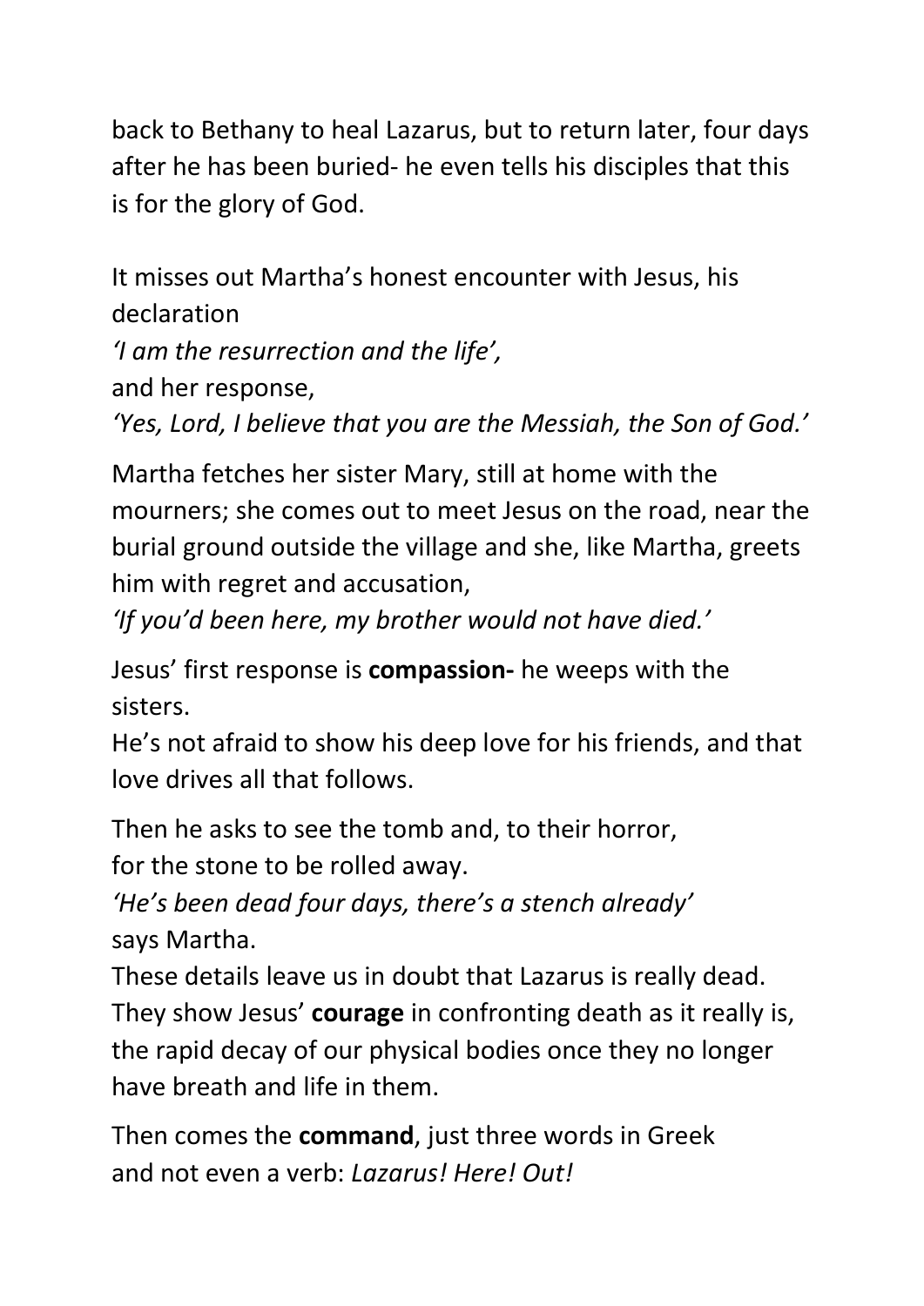back to Bethany to heal Lazarus, but to return later, four days after he has been buried- he even tells his disciples that this is for the glory of God.

It misses out Martha's honest encounter with Jesus, his declaration
*'I am the resurrection and the life',*
and her response,
*'Yes, Lord, I believe that you are the Messiah, the Son of God.'*

Martha fetches her sister Mary, still at home with the mourners; she comes out to meet Jesus on the road, near the burial ground outside the village and she, like Martha, greets him with regret and accusation,
*'If you'd been here, my brother would not have died.'*

Jesus' first response is **compassion-** he weeps with the sisters.
He's not afraid to show his deep love for his friends, and that love drives all that follows.

Then he asks to see the tomb and, to their horror,
for the stone to be rolled away.
*'He's been dead four days, there's a stench already'*
says Martha.
These details leave us in doubt that Lazarus is really dead.
They show Jesus' **courage** in confronting death as it really is, the rapid decay of our physical bodies once they no longer have breath and life in them.

Then comes the **command**, just three words in Greek
and not even a verb: *Lazarus! Here! Out!*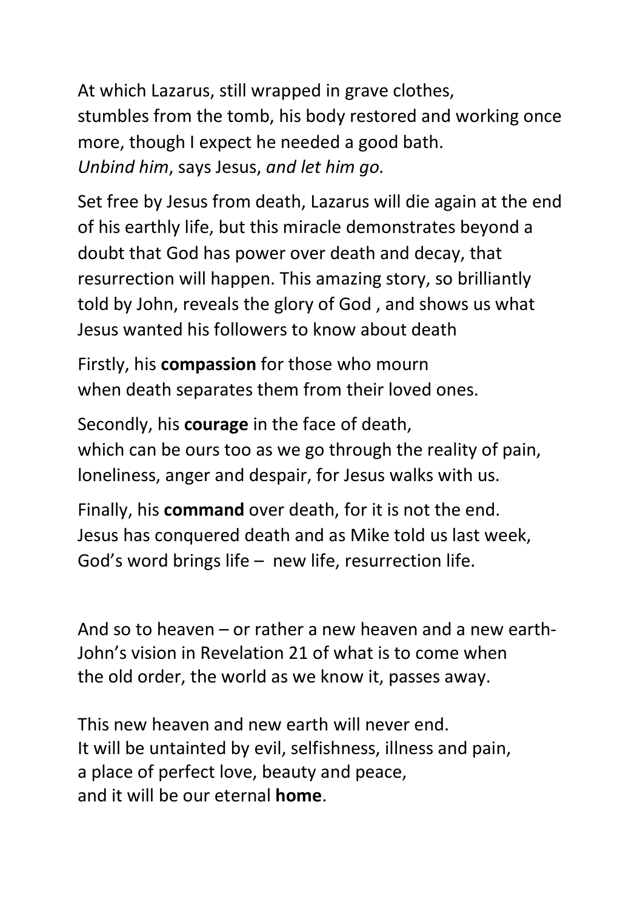At which Lazarus, still wrapped in grave clothes,
stumbles from the tomb, his body restored and working once more, though I expect he needed a good bath.
*Unbind him*, says Jesus, *and let him go.*

Set free by Jesus from death, Lazarus will die again at the end of his earthly life, but this miracle demonstrates beyond a doubt that God has power over death and decay, that resurrection will happen. This amazing story, so brilliantly told by John, reveals the glory of God , and shows us what Jesus wanted his followers to know about death

Firstly, his **compassion** for those who mourn
when death separates them from their loved ones.

Secondly, his **courage** in the face of death,
which can be ours too as we go through the reality of pain, loneliness, anger and despair, for Jesus walks with us.

Finally, his **command** over death, for it is not the end.
Jesus has conquered death and as Mike told us last week, God's word brings life – new life, resurrection life.

And so to heaven – or rather a new heaven and a new earth-
John's vision in Revelation 21 of what is to come when
the old order, the world as we know it, passes away.

This new heaven and new earth will never end.
It will be untainted by evil, selfishness, illness and pain,
a place of perfect love, beauty and peace,
and it will be our eternal **home**.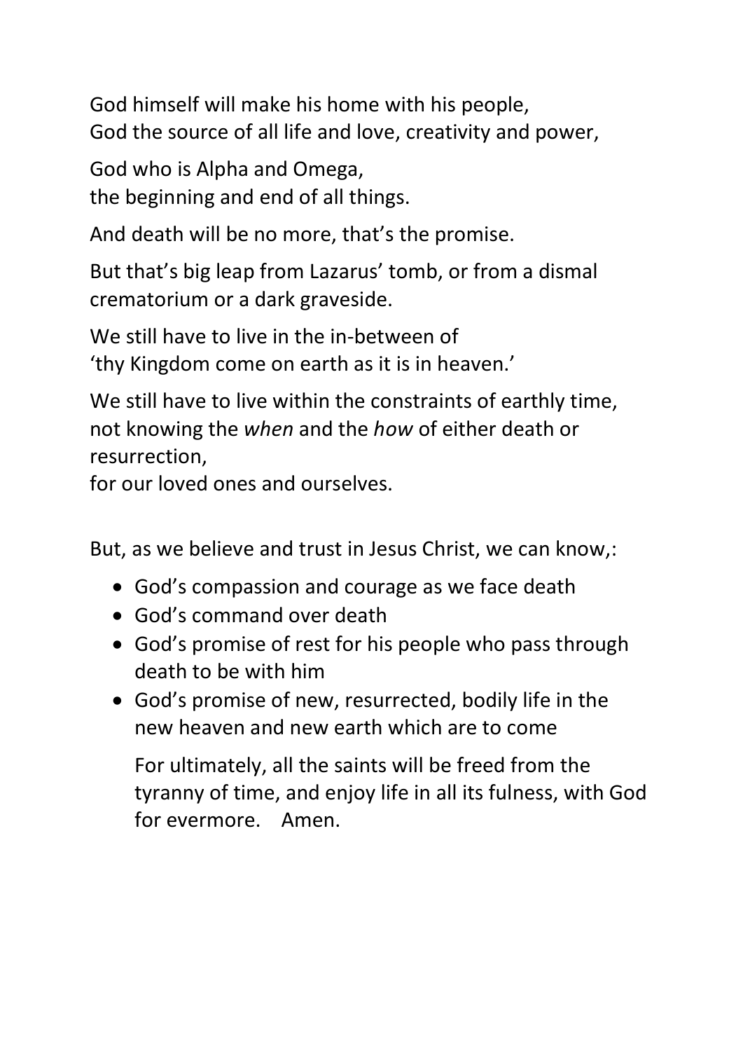God himself will make his home with his people,
God the source of all life and love, creativity and power,

God who is Alpha and Omega,
the beginning and end of all things.

And death will be no more, that's the promise.

But that's big leap from Lazarus' tomb, or from a dismal crematorium or a dark graveside.

We still have to live in the in-between of
'thy Kingdom come on earth as it is in heaven.'

We still have to live within the constraints of earthly time, not knowing the *when* and the *how* of either death or resurrection,
for our loved ones and ourselves.

But, as we believe and trust in Jesus Christ, we can know,:

- God's compassion and courage as we face death
- God's command over death
- God's promise of rest for his people who pass through death to be with him
- God's promise of new, resurrected, bodily life in the new heaven and new earth which are to come

For ultimately, all the saints will be freed from the tyranny of time, and enjoy life in all its fulness, with God for evermore. Amen.